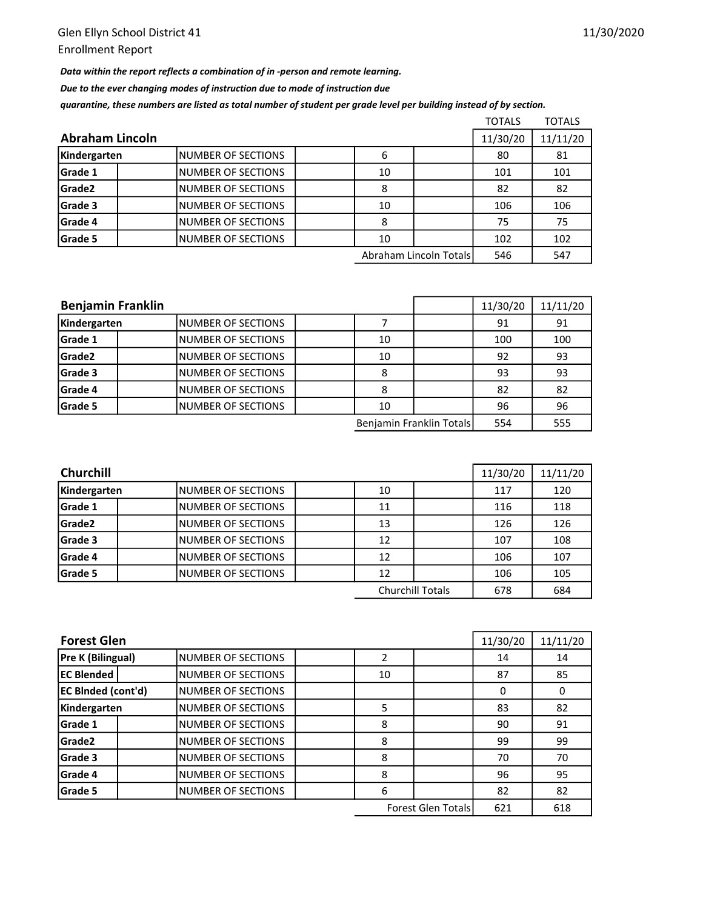Glen Ellyn School District 41

Enrollment Report

11/30/2020

***Data within the report reflects a combination of in -person and remote learning.***

***Due to the ever changing modes of instruction due to mode of instruction due***

***quarantine, these numbers are listed as total number of student per grade level per building instead of by section.***

| Abraham Lincoln | | | TOTALS 11/30/20 | TOTALS 11/11/20 |
|---|---|---|---|---|
| Kindergarten | NUMBER OF SECTIONS | 6 | 80 | 81 |
| Grade 1 | NUMBER OF SECTIONS | 10 | 101 | 101 |
| Grade2 | NUMBER OF SECTIONS | 8 | 82 | 82 |
| Grade 3 | NUMBER OF SECTIONS | 10 | 106 | 106 |
| Grade 4 | NUMBER OF SECTIONS | 8 | 75 | 75 |
| Grade 5 | NUMBER OF SECTIONS | 10 | 102 | 102 |
| | | Abraham Lincoln Totals | 546 | 547 |

| Benjamin Franklin | | | 11/30/20 | 11/11/20 |
|---|---|---|---|---|
| Kindergarten | NUMBER OF SECTIONS | 7 | 91 | 91 |
| Grade 1 | NUMBER OF SECTIONS | 10 | 100 | 100 |
| Grade2 | NUMBER OF SECTIONS | 10 | 92 | 93 |
| Grade 3 | NUMBER OF SECTIONS | 8 | 93 | 93 |
| Grade 4 | NUMBER OF SECTIONS | 8 | 82 | 82 |
| Grade 5 | NUMBER OF SECTIONS | 10 | 96 | 96 |
| | | Benjamin Franklin Totals | 554 | 555 |

| Churchill | | | 11/30/20 | 11/11/20 |
|---|---|---|---|---|
| Kindergarten | NUMBER OF SECTIONS | 10 | 117 | 120 |
| Grade 1 | NUMBER OF SECTIONS | 11 | 116 | 118 |
| Grade2 | NUMBER OF SECTIONS | 13 | 126 | 126 |
| Grade 3 | NUMBER OF SECTIONS | 12 | 107 | 108 |
| Grade 4 | NUMBER OF SECTIONS | 12 | 106 | 107 |
| Grade 5 | NUMBER OF SECTIONS | 12 | 106 | 105 |
| | | Churchill Totals | 678 | 684 |

| Forest Glen | | | 11/30/20 | 11/11/20 |
|---|---|---|---|---|
| Pre K (Bilingual) | NUMBER OF SECTIONS | 2 | 14 | 14 |
| EC Blended | NUMBER OF SECTIONS | 10 | 87 | 85 |
| EC Blnded (cont'd) | NUMBER OF SECTIONS | | 0 | 0 |
| Kindergarten | NUMBER OF SECTIONS | 5 | 83 | 82 |
| Grade 1 | NUMBER OF SECTIONS | 8 | 90 | 91 |
| Grade2 | NUMBER OF SECTIONS | 8 | 99 | 99 |
| Grade 3 | NUMBER OF SECTIONS | 8 | 70 | 70 |
| Grade 4 | NUMBER OF SECTIONS | 8 | 96 | 95 |
| Grade 5 | NUMBER OF SECTIONS | 6 | 82 | 82 |
| | | Forest Glen Totals | 621 | 618 |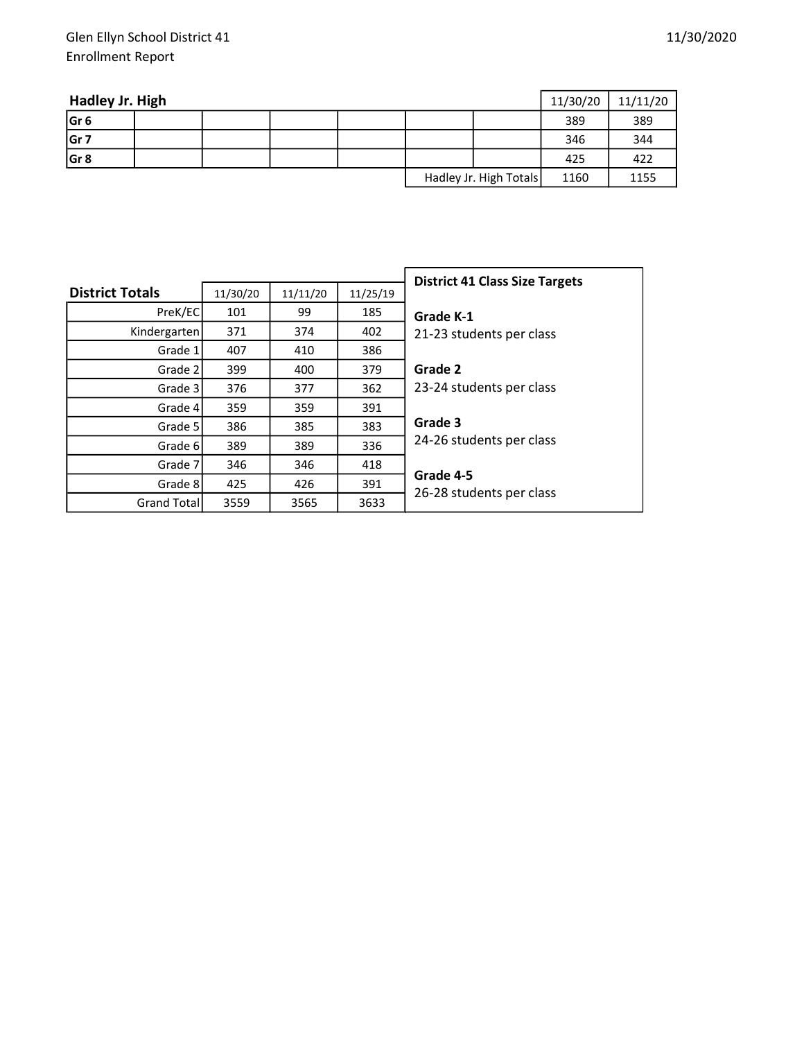| Hadley Jr. High | | | | | | | 11/30/20 | 11/11/20 |
|---|---|---|---|---|---|---|---|---|
| **Gr 6** | | | | | | | 389 | 389 |
| **Gr 7** | | | | | | | 346 | 344 |
| **Gr 8** | | | | | | | 425 | 422 |
| | | | | | | Hadley Jr. High Totals | 1160 | 1155 |

| District Totals | 11/30/20 | 11/11/20 | 11/25/19 |
|---|---|---|---|
| PreK/EC | 101 | 99 | 185 |
| Kindergarten | 371 | 374 | 402 |
| Grade 1 | 407 | 410 | 386 |
| Grade 2 | 399 | 400 | 379 |
| Grade 3 | 376 | 377 | 362 |
| Grade 4 | 359 | 359 | 391 |
| Grade 5 | 386 | 385 | 383 |
| Grade 6 | 389 | 389 | 336 |
| Grade 7 | 346 | 346 | 418 |
| Grade 8 | 425 | 426 | 391 |
| Grand Total | 3559 | 3565 | 3633 |

**District 41 Class Size Targets**

**Grade K-1**
21-23 students per class

**Grade 2**
23-24 students per class

**Grade 3**
24-26 students per class

**Grade 4-5**
26-28 students per class